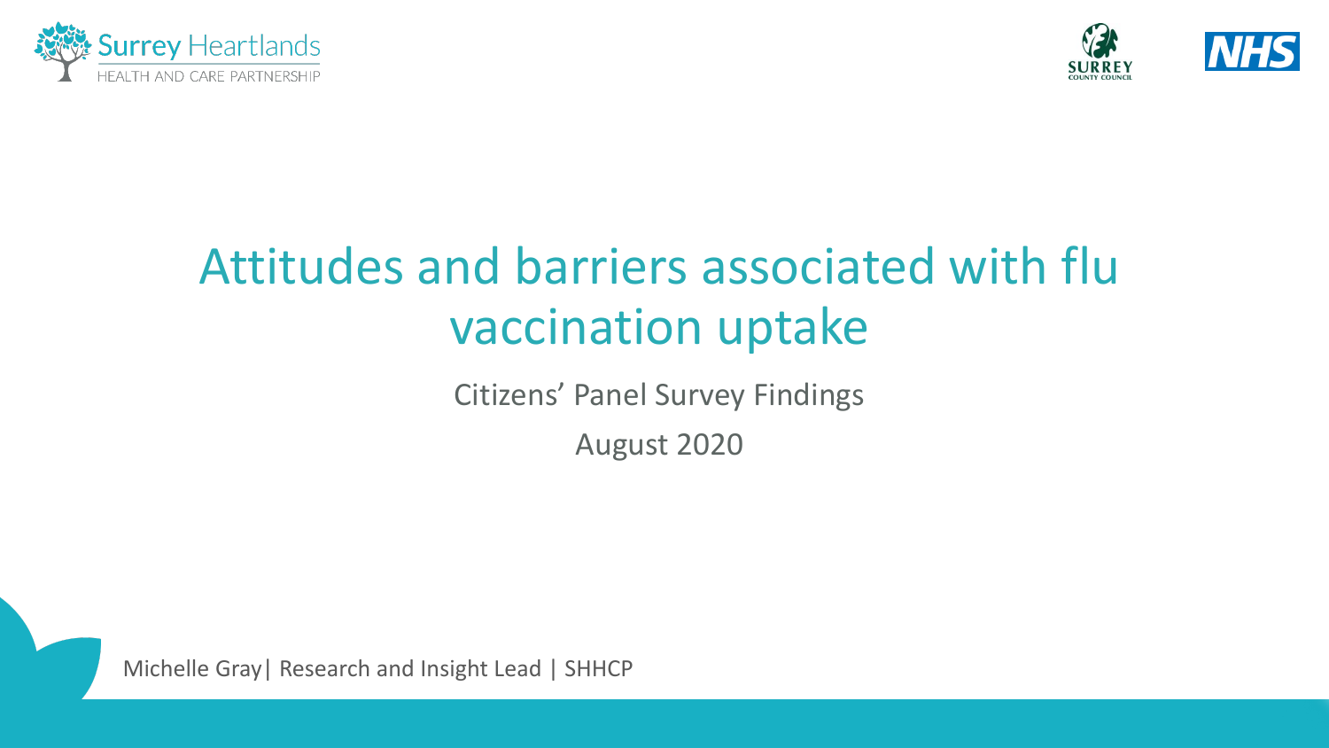# Attitudes and barriers associated with flu vaccination uptake

Citizens' Panel Survey Findings

August 2020

Michelle Gray| Research and Insight Lead | SHHCP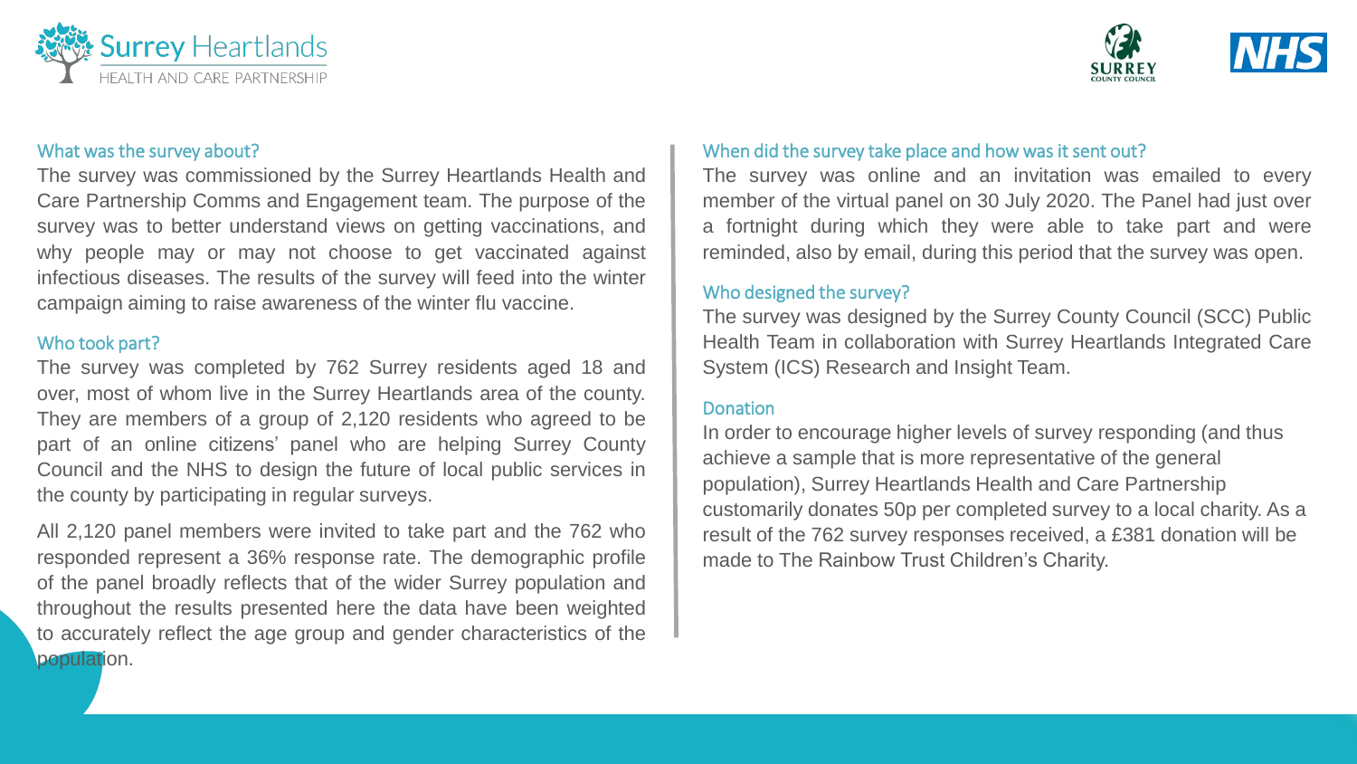## What was the survey about?

The survey was commissioned by the Surrey Heartlands Health and Care Partnership Comms and Engagement team. The purpose of the survey was to better understand views on getting vaccinations, and why people may or may not choose to get vaccinated against infectious diseases. The results of the survey will feed into the winter campaign aiming to raise awareness of the winter flu vaccine.

## Who took part?

The survey was completed by 762 Surrey residents aged 18 and over, most of whom live in the Surrey Heartlands area of the county. They are members of a group of 2,120 residents who agreed to be part of an online citizens' panel who are helping Surrey County Council and the NHS to design the future of local public services in the county by participating in regular surveys.

All 2,120 panel members were invited to take part and the 762 who responded represent a 36% response rate. The demographic profile of the panel broadly reflects that of the wider Surrey population and throughout the results presented here the data have been weighted to accurately reflect the age group and gender characteristics of the population.

## When did the survey take place and how was it sent out?

The survey was online and an invitation was emailed to every member of the virtual panel on 30 July 2020. The Panel had just over a fortnight during which they were able to take part and were reminded, also by email, during this period that the survey was open.

## Who designed the survey?

The survey was designed by the Surrey County Council (SCC) Public Health Team in collaboration with Surrey Heartlands Integrated Care System (ICS) Research and Insight Team.

## Donation

In order to encourage higher levels of survey responding (and thus achieve a sample that is more representative of the general population), Surrey Heartlands Health and Care Partnership customarily donates 50p per completed survey to a local charity. As a result of the 762 survey responses received, a £381 donation will be made to The Rainbow Trust Children's Charity.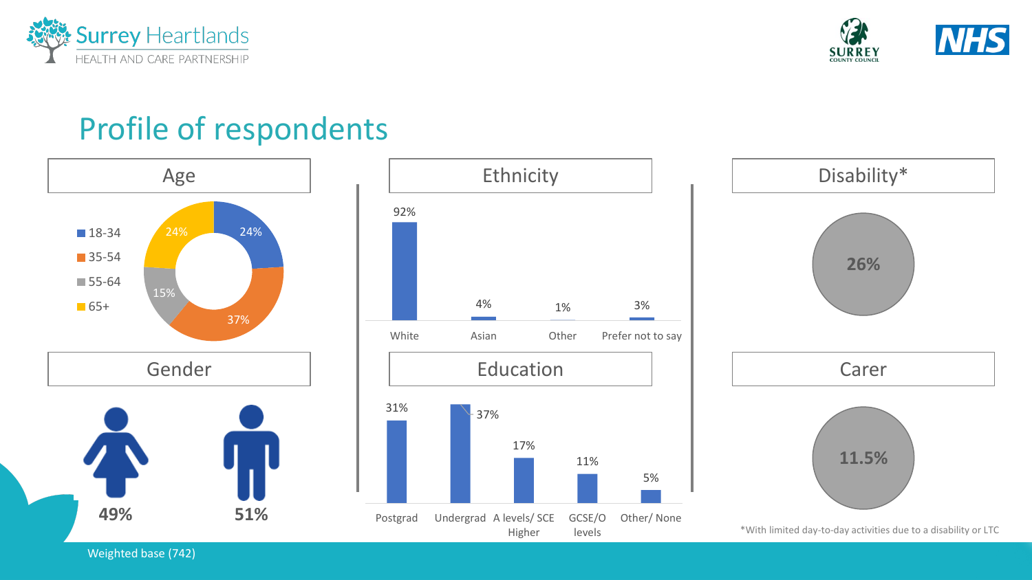# Profile of respondents

## Age

| Age | % |
|---|---|
| 18-34 | 24% |
| 35-54 | 37% |
| 55-64 | 15% |
| 65+ | 24% |

## Ethnicity

| White | Asian | Other | Prefer not to say |
|---|---|---|---|
| 92% | 4% | 1% | 3% |

## Disability*

26%

## Gender

| Female | Male |
|---|---|
| 49% | 51% |

## Education

| Postgrad | Undergrad | A levels/ SCE Higher | GCSE/O levels | Other/ None |
|---|---|---|---|---|
| 31% | 37% | 17% | 11% | 5% |

## Carer

11.5%

*With limited day-to-day activities due to a disability or LTC

Weighted base (742)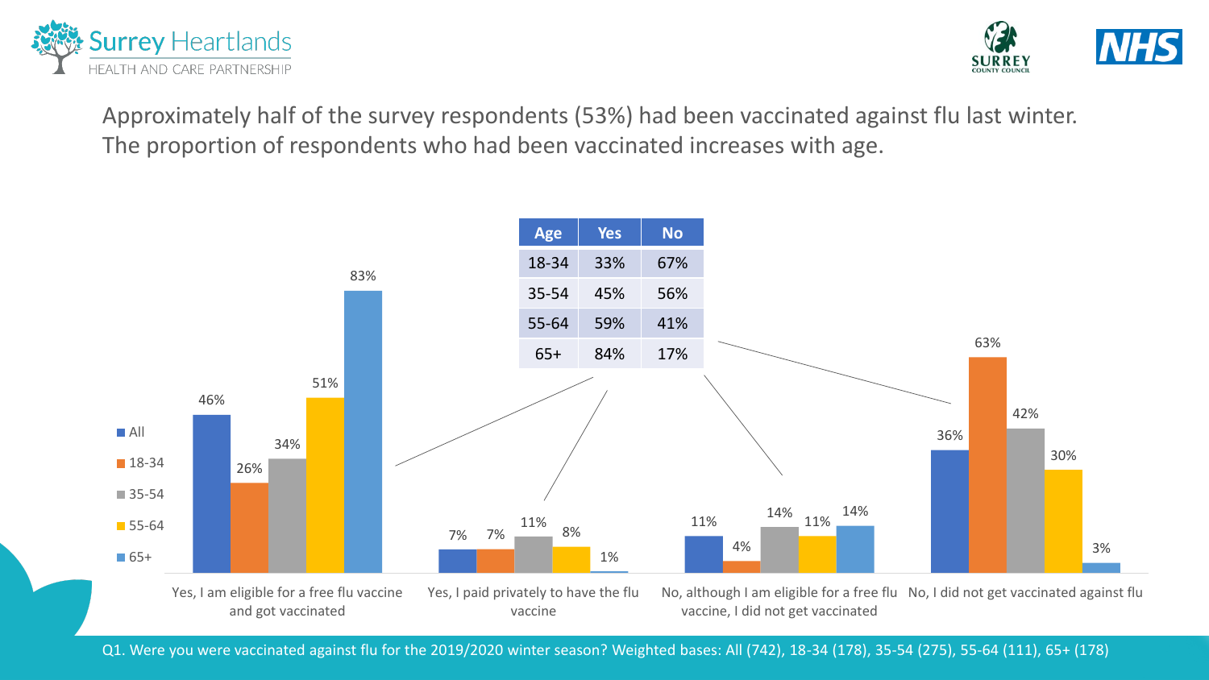Approximately half of the survey respondents (53%) had been vaccinated against flu last winter. The proportion of respondents who had been vaccinated increases with age.

| Age | Yes | No |
|---|---|---|
| 18-34 | 33% | 67% |
| 35-54 | 45% | 56% |
| 55-64 | 59% | 41% |
| 65+ | 84% | 17% |

All
18-34
35-54
55-64
65+

Yes, I am eligible for a free flu vaccine and got vaccinated
46% 26% 34% 51% 83%

Yes, I paid privately to have the flu vaccine
7% 7% 11% 8% 1%

No, although I am eligible for a free flu vaccine, I did not get vaccinated
11% 4% 14% 11% 14%

No, I did not get vaccinated against flu
36% 63% 42% 30% 3%

Q1. Were you were vaccinated against flu for the 2019/2020 winter season? Weighted bases: All (742), 18-34 (178), 35-54 (275), 55-64 (111), 65+ (178)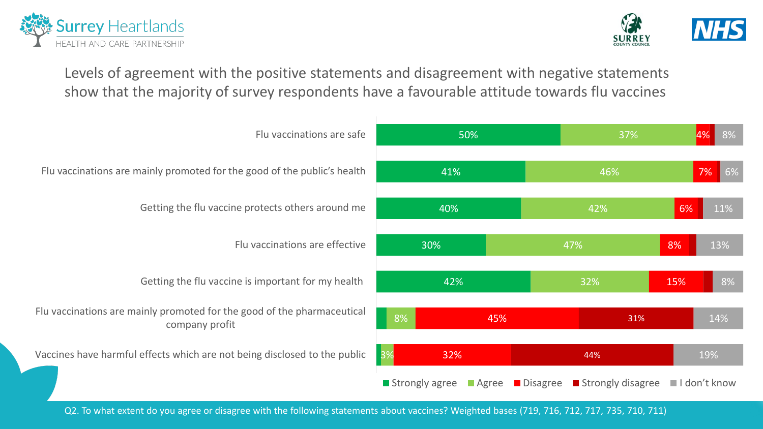Levels of agreement with the positive statements and disagreement with negative statements show that the majority of survey respondents have a favourable attitude towards flu vaccines

Flu vaccinations are safe
50% 37% 4% 8%

Flu vaccinations are mainly promoted for the good of the public's health
41% 46% 7% 6%

Getting the flu vaccine protects others around me
40% 42% 6% 11%

Flu vaccinations are effective
30% 47% 8% 13%

Getting the flu vaccine is important for my health
42% 32% 15% 8%

Flu vaccinations are mainly promoted for the good of the pharmaceutical company profit
8% 45% 31% 14%

Vaccines have harmful effects which are not being disclosed to the public
3% 32% 44% 19%

Strongly agree / Agree / Disagree / Strongly disagree / I don't know

Q2. To what extent do you agree or disagree with the following statements about vaccines? Weighted bases (719, 716, 712, 717, 735, 710, 711)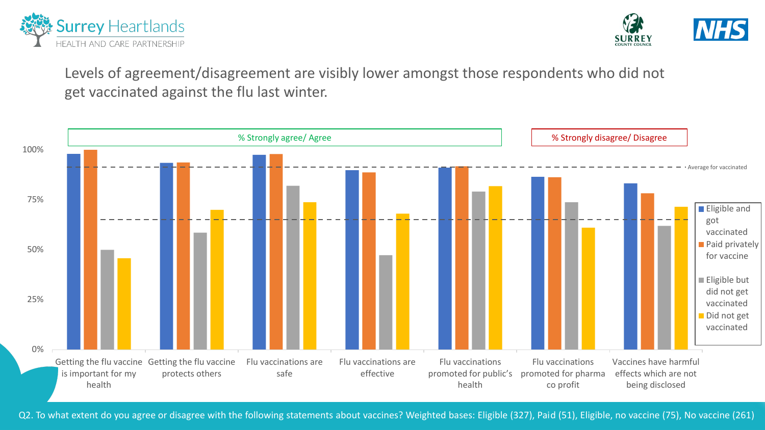Levels of agreement/disagreement are visibly lower amongst those respondents who did not get vaccinated against the flu last winter.

% Strongly agree/ Agree

% Strongly disagree/ Disagree

100%

75%

50%

25%

0%

Average for vaccinated

Getting the flu vaccine is important for my health

Getting the flu vaccine protects others

Flu vaccinations are safe

Flu vaccinations are effective

Flu vaccinations promoted for public's health

Flu vaccinations promoted for pharma co profit

Vaccines have harmful effects which are not being disclosed

Eligible and got vaccinated

Paid privately for vaccine

Eligible but did not get vaccinated

Did not get vaccinated

Q2. To what extent do you agree or disagree with the following statements about vaccines? Weighted bases: Eligible (327), Paid (51), Eligible, no vaccine (75), No vaccine (261)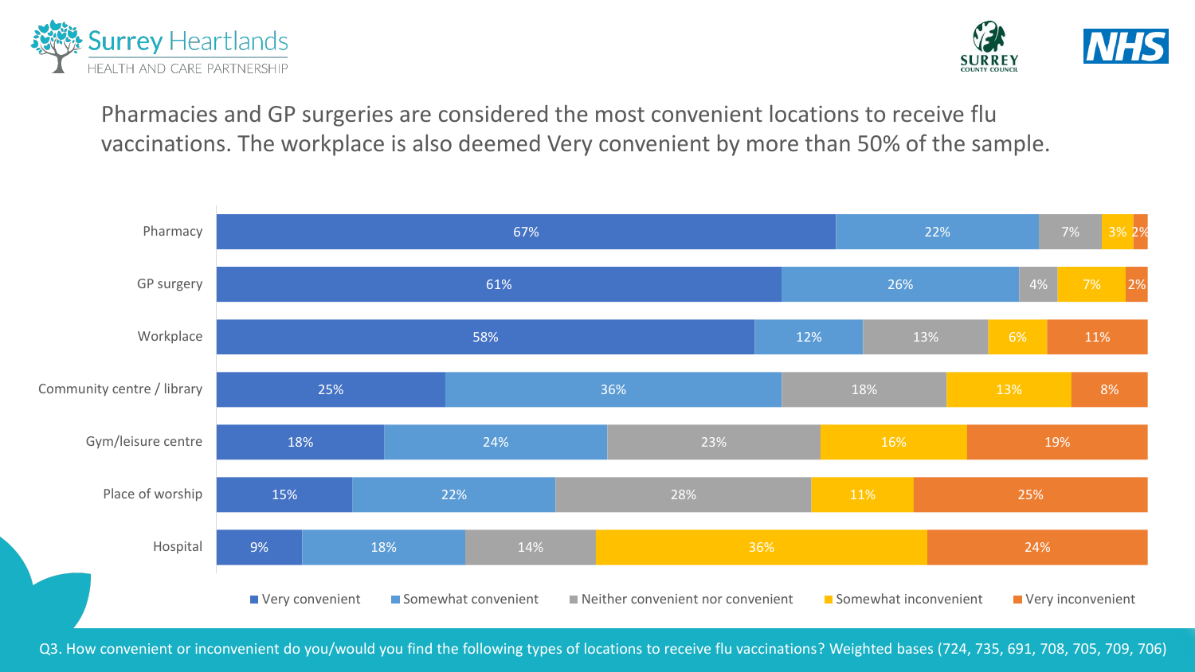Pharmacies and GP surgeries are considered the most convenient locations to receive flu vaccinations. The workplace is also deemed Very convenient by more than 50% of the sample.

Pharmacy
67% 22% 7% 3% 2%

GP surgery
61% 26% 4% 7% 2%

Workplace
58% 12% 13% 6% 11%

Community centre / library
25% 36% 18% 13% 8%

Gym/leisure centre
18% 24% 23% 16% 19%

Place of worship
15% 22% 28% 11% 25%

Hospital
9% 18% 14% 36% 24%

Very convenient | Somewhat convenient | Neither convenient nor convenient | Somewhat inconvenient | Very inconvenient

Q3. How convenient or inconvenient do you/would you find the following types of locations to receive flu vaccinations? Weighted bases (724, 735, 691, 708, 705, 709, 706)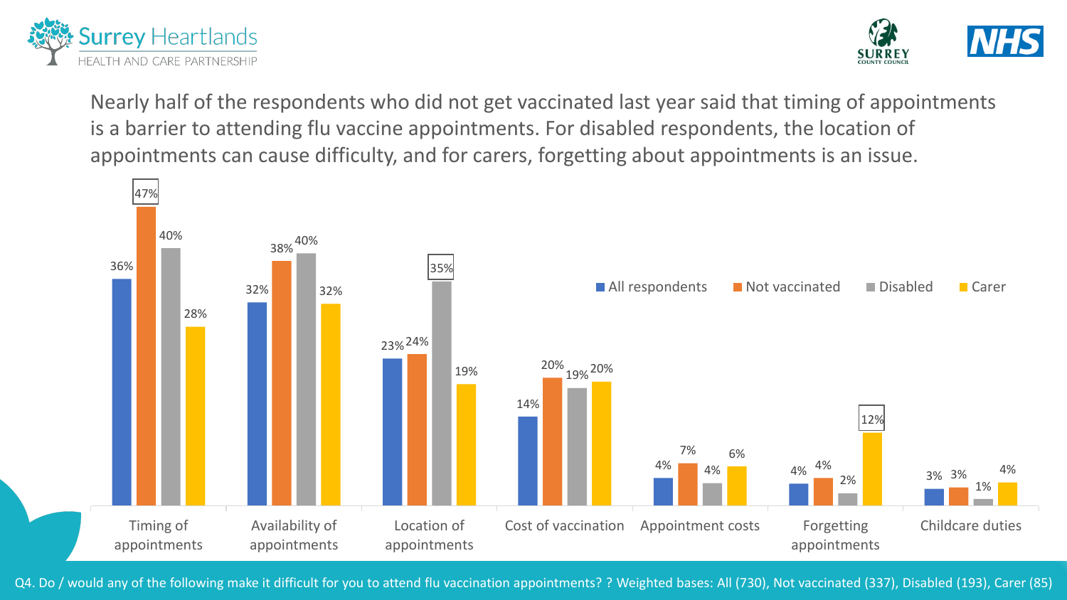Nearly half of the respondents who did not get vaccinated last year said that timing of appointments is a barrier to attending flu vaccine appointments. For disabled respondents, the location of appointments can cause difficulty, and for carers, forgetting about appointments is an issue.

All respondents
Not vaccinated
Disabled
Carer

Timing of appointments
36%
47%
40%
28%

Availability of appointments
32%
38%
40%
32%

Location of appointments
23%
24%
35%
19%

Cost of vaccination
14%
20%
19%
20%

Appointment costs
4%
7%
4%
6%

Forgetting appointments
4%
4%
2%
12%

Childcare duties
3%
3%
1%
4%

Q4. Do / would any of the following make it difficult for you to attend flu vaccination appointments? ? Weighted bases: All (730), Not vaccinated (337), Disabled (193), Carer (85)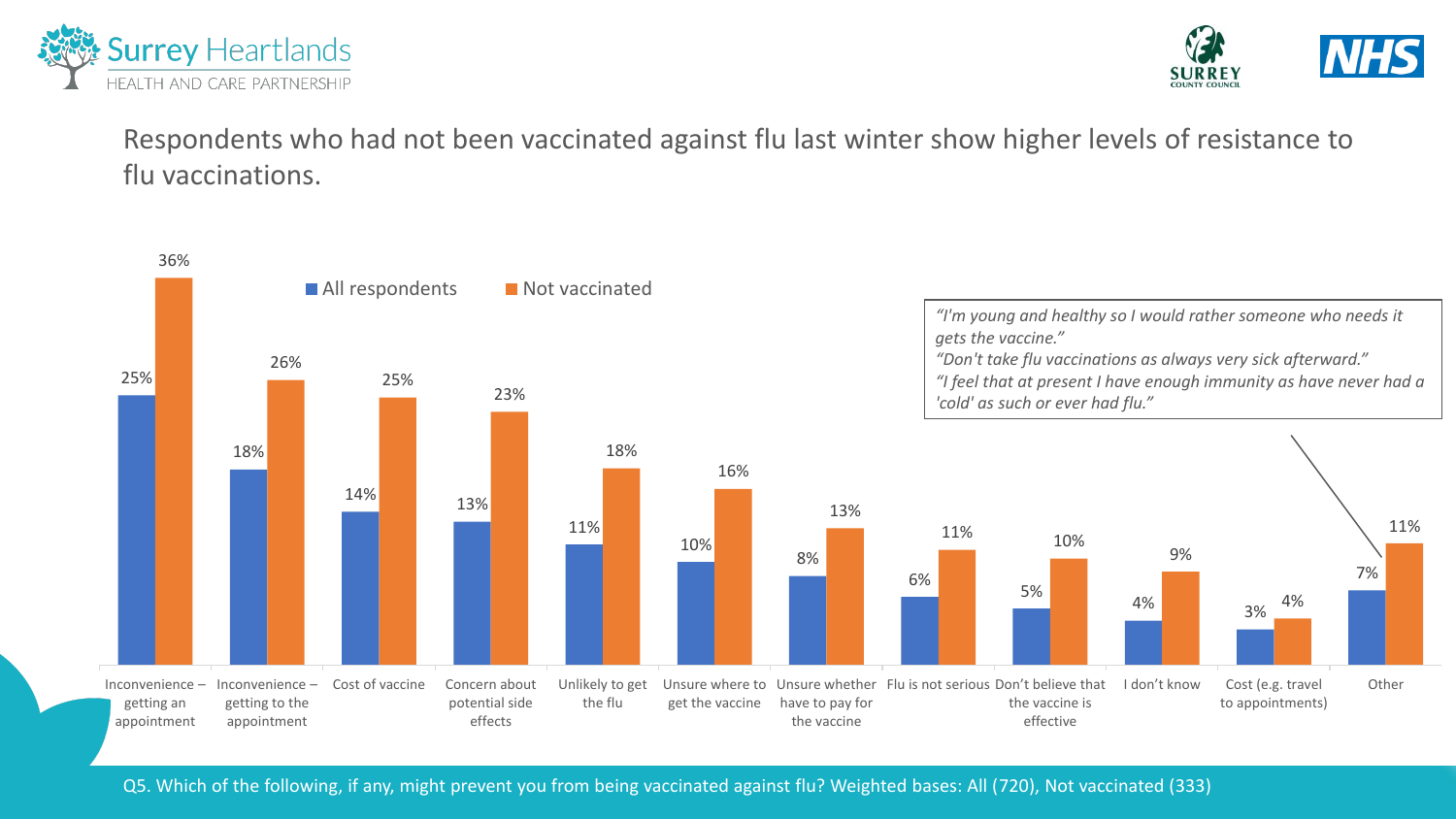## Respondents who had not been vaccinated against flu last winter show higher levels of resistance to flu vaccinations.

| | All respondents | Not vaccinated |
|---|---|---|
| Inconvenience – getting an appointment | 25% | 36% |
| Inconvenience – getting to the appointment | 18% | 26% |
| Cost of vaccine | 14% | 25% |
| Concern about potential side effects | 13% | 23% |
| Unlikely to get the flu | 11% | 18% |
| Unsure where to get the vaccine | 10% | 16% |
| Unsure whether have to pay for the vaccine | 8% | 13% |
| Flu is not serious | 6% | 11% |
| Don't believe that the vaccine is effective | 5% | 10% |
| I don't know | 4% | 9% |
| Cost (e.g. travel to appointments) | 3% | 4% |
| Other | 7% | 11% |

*"I'm young and healthy so I would rather someone who needs it gets the vaccine."*
*"Don't take flu vaccinations as always very sick afterward."*
*"I feel that at present I have enough immunity as have never had a 'cold' as such or ever had flu."*

Q5. Which of the following, if any, might prevent you from being vaccinated against flu? Weighted bases: All (720), Not vaccinated (333)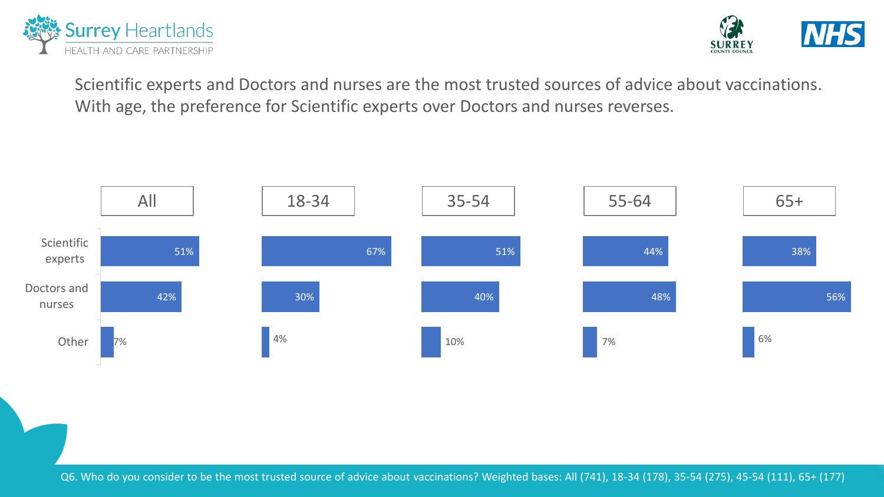Scientific experts and Doctors and nurses are the most trusted sources of advice about vaccinations. With age, the preference for Scientific experts over Doctors and nurses reverses.

All

Scientific experts 51%
Doctors and nurses 42%
Other 7%

18-34

67%
30%
4%

35-54

51%
40%
10%

55-64

44%
48%
7%

65+

38%
56%
6%

Q6. Who do you consider to be the most trusted source of advice about vaccinations? Weighted bases: All (741), 18-34 (178), 35-54 (275), 45-54 (111), 65+ (177)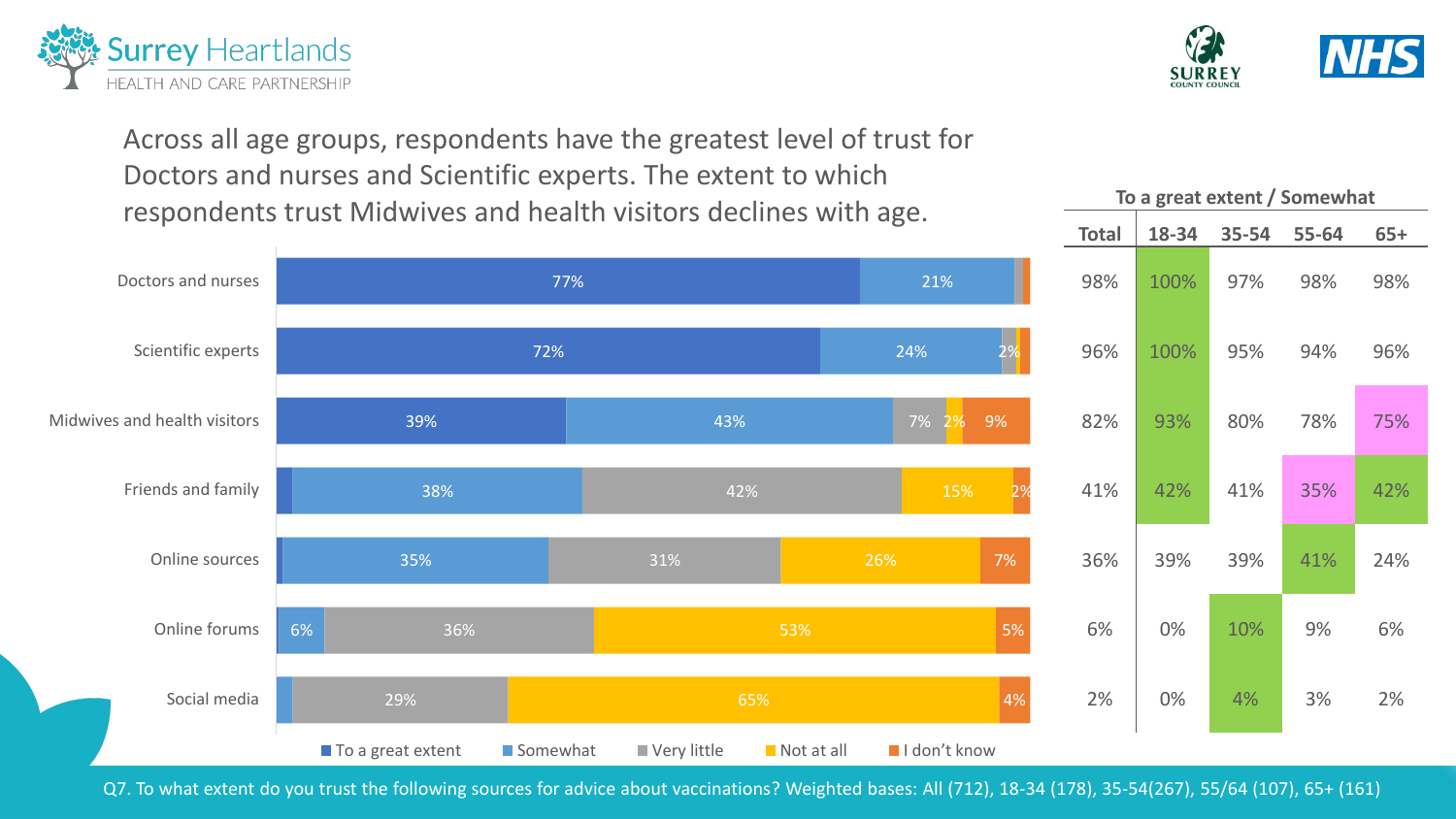## Across all age groups, respondents have the greatest level of trust for Doctors and nurses and Scientific experts. The extent to which respondents trust Midwives and health visitors declines with age.

| Source | To a great extent | Somewhat | Very little | Not at all | I don't know |
|---|---|---|---|---|---|
| Doctors and nurses | 77% | 21% | | | |
| Scientific experts | 72% | 24% | 2% | | |
| Midwives and health visitors | 39% | 43% | 7% | 2% | 9% |
| Friends and family | | 38% | 42% | 15% | 2% |
| Online sources | | 35% | 31% | 26% | 7% |
| Online forums | | 6% | 36% | 53% | 5% |
| Social media | | | 29% | 65% | 4% |

| | To a great extent / Somewhat | | | | |
|---|---|---|---|---|---|
| | Total | 18-34 | 35-54 | 55-64 | 65+ |
| Doctors and nurses | 98% | 100% | 97% | 98% | 98% |
| Scientific experts | 96% | 100% | 95% | 94% | 96% |
| Midwives and health visitors | 82% | 93% | 80% | 78% | 75% |
| Friends and family | 41% | 42% | 41% | 35% | 42% |
| Online sources | 36% | 39% | 39% | 41% | 24% |
| Online forums | 6% | 0% | 10% | 9% | 6% |
| Social media | 2% | 0% | 4% | 3% | 2% |

Q7. To what extent do you trust the following sources for advice about vaccinations? Weighted bases: All (712), 18-34 (178), 35-54(267), 55/64 (107), 65+ (161)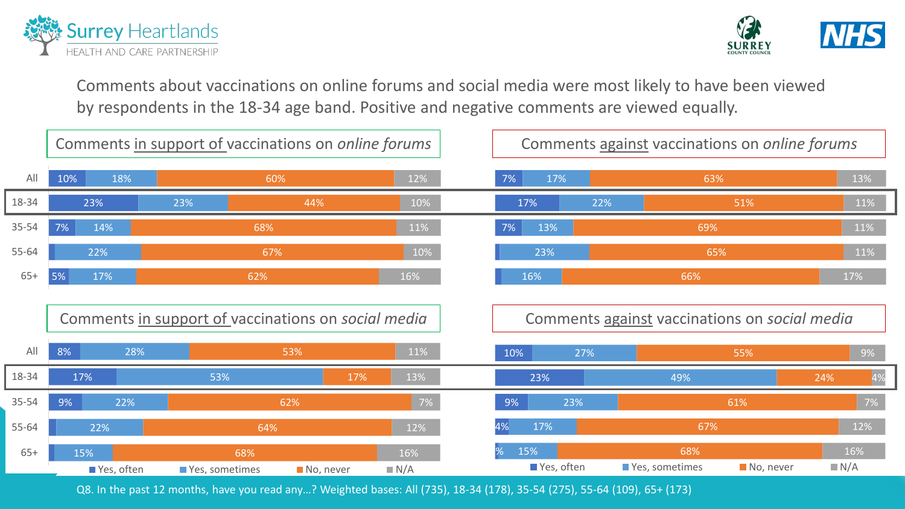Comments about vaccinations on online forums and social media were most likely to have been viewed by respondents in the 18-34 age band. Positive and negative comments are viewed equally.

### Comments in support of vaccinations on *online forums*

| | Yes, often | Yes, sometimes | No, never | N/A |
|---|---|---|---|---|
| All | 10% | 18% | 60% | 12% |
| 18-34 | 23% | 23% | 44% | 10% |
| 35-54 | 7% | 14% | 68% | 11% |
| 55-64 | | 22% | 67% | 10% |
| 65+ | 5% | 17% | 62% | 16% |

### Comments against vaccinations on *online forums*

| | Yes, often | Yes, sometimes | No, never | N/A |
|---|---|---|---|---|
| All | 7% | 17% | 63% | 13% |
| 18-34 | 17% | 22% | 51% | 11% |
| 35-54 | 7% | 13% | 69% | 11% |
| 55-64 | | 23% | 65% | 11% |
| 65+ | | 16% | 66% | 17% |

### Comments in support of vaccinations on *social media*

| | Yes, often | Yes, sometimes | No, never | N/A |
|---|---|---|---|---|
| All | 8% | 28% | 53% | 11% |
| 18-34 | 17% | 53% | 17% | 13% |
| 35-54 | 9% | 22% | 62% | 7% |
| 55-64 | | 22% | 64% | 12% |
| 65+ | | 15% | 68% | 16% |

### Comments against vaccinations on *social media*

| | Yes, often | Yes, sometimes | No, never | N/A |
|---|---|---|---|---|
| All | 10% | 27% | 55% | 9% |
| 18-34 | 23% | 49% | 24% | 4% |
| 35-54 | 9% | 23% | 61% | 7% |
| 55-64 | 4% | 17% | 67% | 12% |
| 65+ | % | 15% | 68% | 16% |

Q8. In the past 12 months, have you read any…? Weighted bases: All (735), 18-34 (178), 35-54 (275), 55-64 (109), 65+ (173)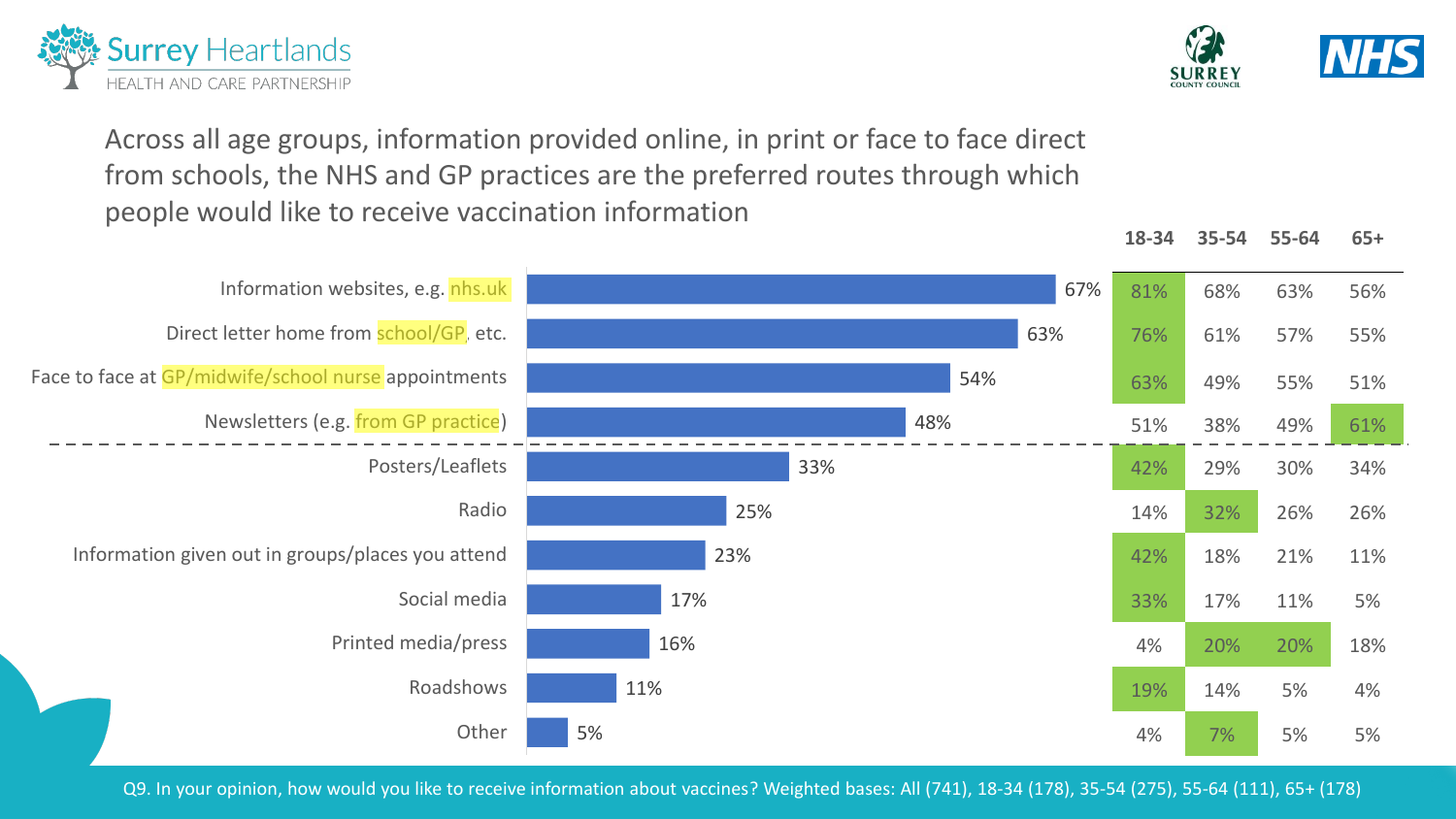## Across all age groups, information provided online, in print or face to face direct from schools, the NHS and GP practices are the preferred routes through which people would like to receive vaccination information

Information websites, e.g. nhs.uk 67%
Direct letter home from school/GP, etc. 63%
Face to face at GP/midwife/school nurse appointments 54%
Newsletters (e.g. from GP practice) 48%
Posters/Leaflets 33%
Radio 25%
Information given out in groups/places you attend 23%
Social media 17%
Printed media/press 16%
Roadshows 11%
Other 5%

| | 18-34 | 35-54 | 55-64 | 65+ |
|---|---|---|---|---|
| Information websites, e.g. nhs.uk | 81% | 68% | 63% | 56% |
| Direct letter home from school/GP, etc. | 76% | 61% | 57% | 55% |
| Face to face at GP/midwife/school nurse appointments | 63% | 49% | 55% | 51% |
| Newsletters (e.g. from GP practice) | 51% | 38% | 49% | 61% |
| Posters/Leaflets | 42% | 29% | 30% | 34% |
| Radio | 14% | 32% | 26% | 26% |
| Information given out in groups/places you attend | 42% | 18% | 21% | 11% |
| Social media | 33% | 17% | 11% | 5% |
| Printed media/press | 4% | 20% | 20% | 18% |
| Roadshows | 19% | 14% | 5% | 4% |
| Other | 4% | 7% | 5% | 5% |

Q9. In your opinion, how would you like to receive information about vaccines? Weighted bases: All (741), 18-34 (178), 35-54 (275), 55-64 (111), 65+ (178)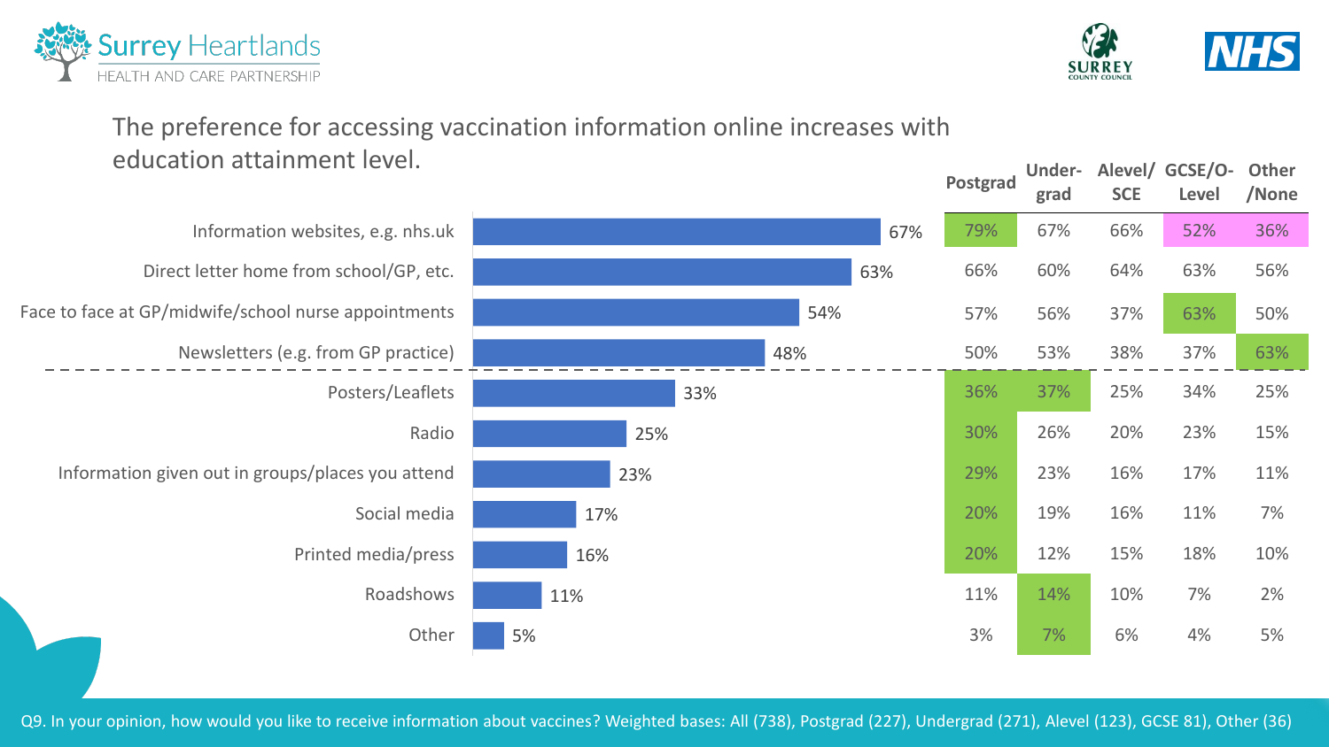# The preference for accessing vaccination information online increases with education attainment level.

Information websites, e.g. nhs.uk 67%
Direct letter home from school/GP, etc. 63%
Face to face at GP/midwife/school nurse appointments 54%
Newsletters (e.g. from GP practice) 48%
Posters/Leaflets 33%
Radio 25%
Information given out in groups/places you attend 23%
Social media 17%
Printed media/press 16%
Roadshows 11%
Other 5%

| | Postgrad | Under-grad | Alevel/ SCE | GCSE/O-Level | Other /None |
|---|---|---|---|---|---|
| Information websites, e.g. nhs.uk | 79% | 67% | 66% | 52% | 36% |
| Direct letter home from school/GP, etc. | 66% | 60% | 64% | 63% | 56% |
| Face to face at GP/midwife/school nurse appointments | 57% | 56% | 37% | 63% | 50% |
| Newsletters (e.g. from GP practice) | 50% | 53% | 38% | 37% | 63% |
| Posters/Leaflets | 36% | 37% | 25% | 34% | 25% |
| Radio | 30% | 26% | 20% | 23% | 15% |
| Information given out in groups/places you attend | 29% | 23% | 16% | 17% | 11% |
| Social media | 20% | 19% | 16% | 11% | 7% |
| Printed media/press | 20% | 12% | 15% | 18% | 10% |
| Roadshows | 11% | 14% | 10% | 7% | 2% |
| Other | 3% | 7% | 6% | 4% | 5% |

Q9. In your opinion, how would you like to receive information about vaccines? Weighted bases: All (738), Postgrad (227), Undergrad (271), Alevel (123), GCSE 81), Other (36)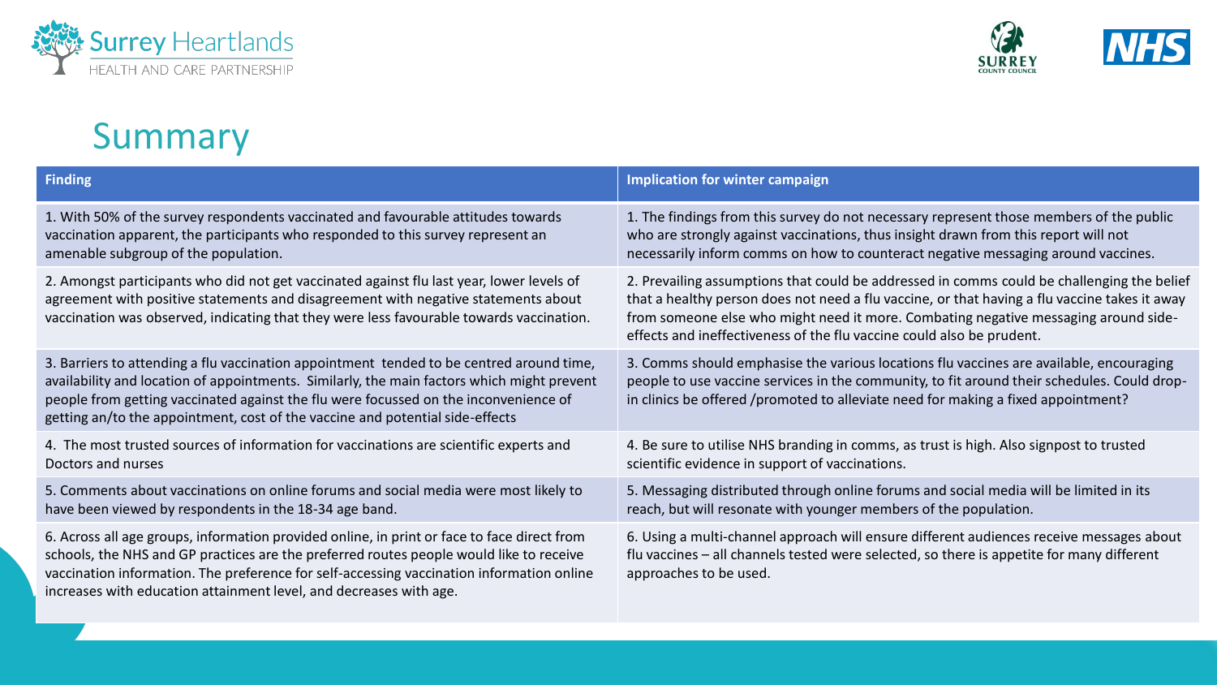# Summary

| Finding | Implication for winter campaign |
|---|---|
| 1. With 50% of the survey respondents vaccinated and favourable attitudes towards vaccination apparent, the participants who responded to this survey represent an amenable subgroup of the population. | 1. The findings from this survey do not necessary represent those members of the public who are strongly against vaccinations, thus insight drawn from this report will not necessarily inform comms on how to counteract negative messaging around vaccines. |
| 2. Amongst participants who did not get vaccinated against flu last year, lower levels of agreement with positive statements and disagreement with negative statements about vaccination was observed, indicating that they were less favourable towards vaccination. | 2. Prevailing assumptions that could be addressed in comms could be challenging the belief that a healthy person does not need a flu vaccine, or that having a flu vaccine takes it away from someone else who might need it more. Combating negative messaging around side-effects and ineffectiveness of the flu vaccine could also be prudent. |
| 3. Barriers to attending a flu vaccination appointment tended to be centred around time, availability and location of appointments. Similarly, the main factors which might prevent people from getting vaccinated against the flu were focussed on the inconvenience of getting an/to the appointment, cost of the vaccine and potential side-effects | 3. Comms should emphasise the various locations flu vaccines are available, encouraging people to use vaccine services in the community, to fit around their schedules. Could drop-in clinics be offered /promoted to alleviate need for making a fixed appointment? |
| 4. The most trusted sources of information for vaccinations are scientific experts and Doctors and nurses | 4. Be sure to utilise NHS branding in comms, as trust is high. Also signpost to trusted scientific evidence in support of vaccinations. |
| 5. Comments about vaccinations on online forums and social media were most likely to have been viewed by respondents in the 18-34 age band. | 5. Messaging distributed through online forums and social media will be limited in its reach, but will resonate with younger members of the population. |
| 6. Across all age groups, information provided online, in print or face to face direct from schools, the NHS and GP practices are the preferred routes people would like to receive vaccination information. The preference for self-accessing vaccination information online increases with education attainment level, and decreases with age. | 6. Using a multi-channel approach will ensure different audiences receive messages about flu vaccines – all channels tested were selected, so there is appetite for many different approaches to be used. |